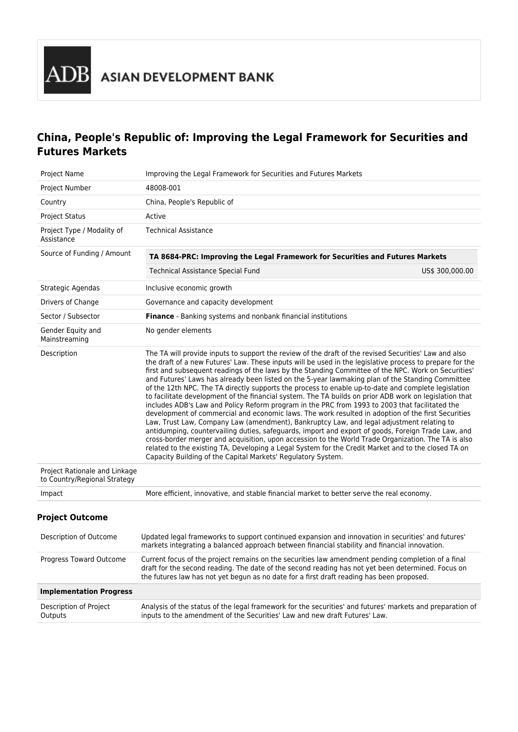ADB ASIAN DEVELOPMENT BANK

# China, People's Republic of: Improving the Legal Framework for Securities and Futures Markets

| | |
|---|---|
| Project Name | Improving the Legal Framework for Securities and Futures Markets |
| Project Number | 48008-001 |
| Country | China, People's Republic of |
| Project Status | Active |
| Project Type / Modality of Assistance | Technical Assistance |
| Source of Funding / Amount | **TA 8684-PRC: Improving the Legal Framework for Securities and Futures Markets**<br>Technical Assistance Special Fund — US$ 300,000.00 |
| Strategic Agendas | Inclusive economic growth |
| Drivers of Change | Governance and capacity development |
| Sector / Subsector | **Finance** - Banking systems and nonbank financial institutions |
| Gender Equity and Mainstreaming | No gender elements |
| Description | The TA will provide inputs to support the review of the draft of the revised Securities' Law and also the draft of a new Futures' Law. These inputs will be used in the legislative process to prepare for the first and subsequent readings of the laws by the Standing Committee of the NPC. Work on Securities' and Futures' Laws has already been listed on the 5-year lawmaking plan of the Standing Committee of the 12th NPC. The TA directly supports the process to enable up-to-date and complete legislation to facilitate development of the financial system. The TA builds on prior ADB work on legislation that includes ADB's Law and Policy Reform program in the PRC from 1993 to 2003 that facilitated the development of commercial and economic laws. The work resulted in adoption of the first Securities Law, Trust Law, Company Law (amendment), Bankruptcy Law, and legal adjustment relating to antidumping, countervailing duties, safeguards, import and export of goods, Foreign Trade Law, and cross-border merger and acquisition, upon accession to the World Trade Organization. The TA is also related to the existing TA, Developing a Legal System for the Credit Market and to the closed TA on Capacity Building of the Capital Markets' Regulatory System. |
| Project Rationale and Linkage to Country/Regional Strategy | |
| Impact | More efficient, innovative, and stable financial market to better serve the real economy. |

## Project Outcome

| | |
|---|---|
| Description of Outcome | Updated legal frameworks to support continued expansion and innovation in securities' and futures' markets integrating a balanced approach between financial stability and financial innovation. |
| Progress Toward Outcome | Current focus of the project remains on the securities law amendment pending completion of a final draft for the second reading. The date of the second reading has not yet been determined. Focus on the futures law has not yet begun as no date for a first draft reading has been proposed. |
| **Implementation Progress** | |
| Description of Project Outputs | Analysis of the status of the legal framework for the securities' and futures' markets and preparation of inputs to the amendment of the Securities' Law and new draft Futures' Law. |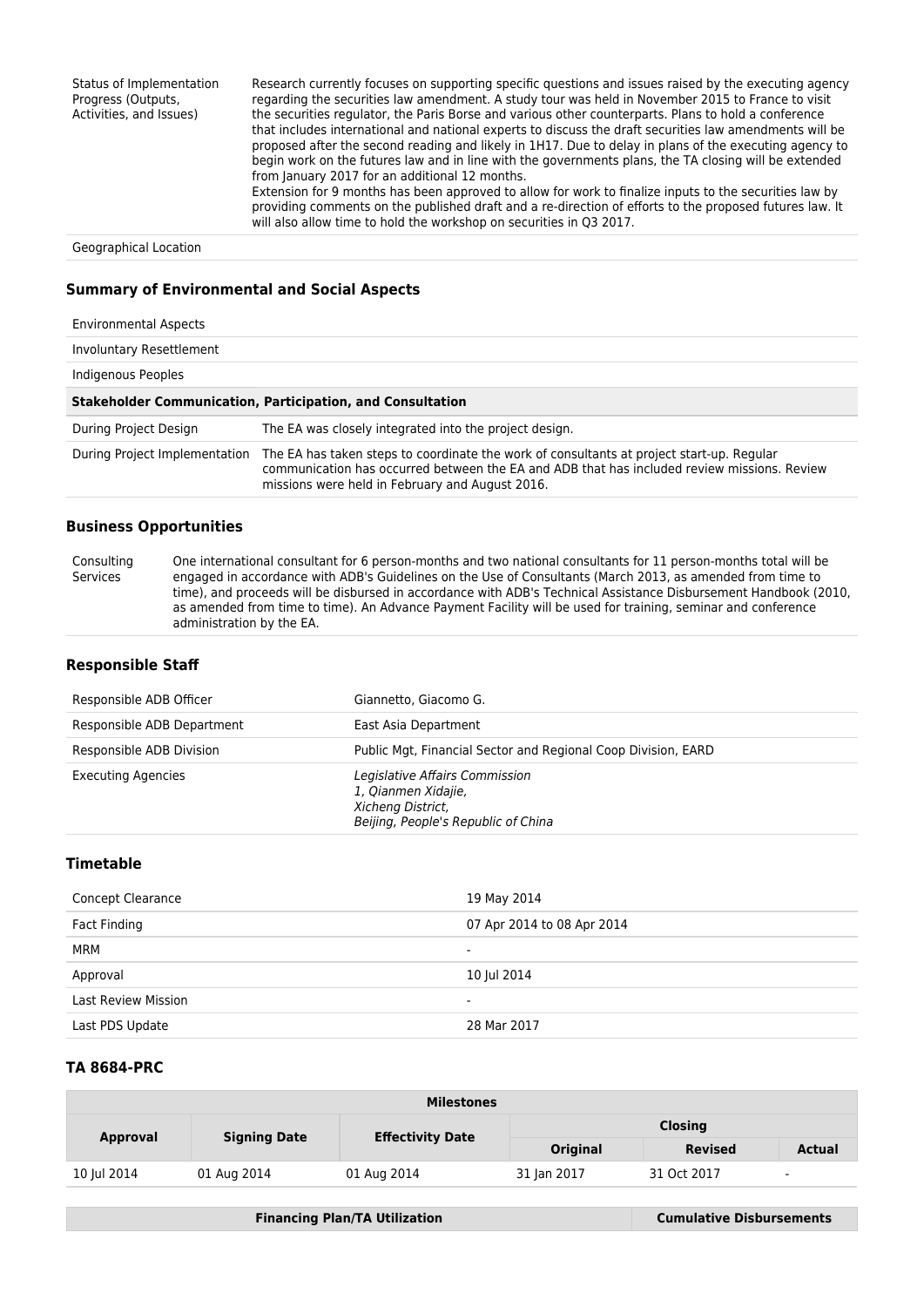| | |
|---|---|
| Status of Implementation Progress (Outputs, Activities, and Issues) | Research currently focuses on supporting specific questions and issues raised by the executing agency regarding the securities law amendment. A study tour was held in November 2015 to France to visit the securities regulator, the Paris Borse and various other counterparts. Plans to hold a conference that includes international and national experts to discuss the draft securities law amendments will be proposed after the second reading and likely in 1H17. Due to delay in plans of the executing agency to begin work on the futures law and in line with the governments plans, the TA closing will be extended from January 2017 for an additional 12 months.<br>Extension for 9 months has been approved to allow for work to finalize inputs to the securities law by providing comments on the published draft and a re-direction of efforts to the proposed futures law. It will also allow time to hold the workshop on securities in Q3 2017. |
| Geographical Location | |

### Summary of Environmental and Social Aspects

| | |
|---|---|
| Environmental Aspects | |
| Involuntary Resettlement | |
| Indigenous Peoples | |
| **Stakeholder Communication, Participation, and Consultation** | |
| During Project Design | The EA was closely integrated into the project design. |
| During Project Implementation | The EA has taken steps to coordinate the work of consultants at project start-up. Regular communication has occurred between the EA and ADB that has included review missions. Review missions were held in February and August 2016. |

### Business Opportunities

| | |
|---|---|
| Consulting Services | One international consultant for 6 person-months and two national consultants for 11 person-months total will be engaged in accordance with ADB's Guidelines on the Use of Consultants (March 2013, as amended from time to time), and proceeds will be disbursed in accordance with ADB's Technical Assistance Disbursement Handbook (2010, as amended from time to time). An Advance Payment Facility will be used for training, seminar and conference administration by the EA. |

### Responsible Staff

| | |
|---|---|
| Responsible ADB Officer | Giannetto, Giacomo G. |
| Responsible ADB Department | East Asia Department |
| Responsible ADB Division | Public Mgt, Financial Sector and Regional Coop Division, EARD |
| Executing Agencies | *Legislative Affairs Commission*<br>*1, Qianmen Xidajie,*<br>*Xicheng District,*<br>*Beijing, People's Republic of China* |

### Timetable

| | |
|---|---|
| Concept Clearance | 19 May 2014 |
| Fact Finding | 07 Apr 2014 to 08 Apr 2014 |
| MRM | - |
| Approval | 10 Jul 2014 |
| Last Review Mission | - |
| Last PDS Update | 28 Mar 2017 |

### TA 8684-PRC

| Milestones | | | | | |
|---|---|---|---|---|---|
| **Approval** | **Signing Date** | **Effectivity Date** | **Closing** | | |
| | | | **Original** | **Revised** | **Actual** |
| 10 Jul 2014 | 01 Aug 2014 | 01 Aug 2014 | 31 Jan 2017 | 31 Oct 2017 | - |

| Financing Plan/TA Utilization | Cumulative Disbursements |
|---|---|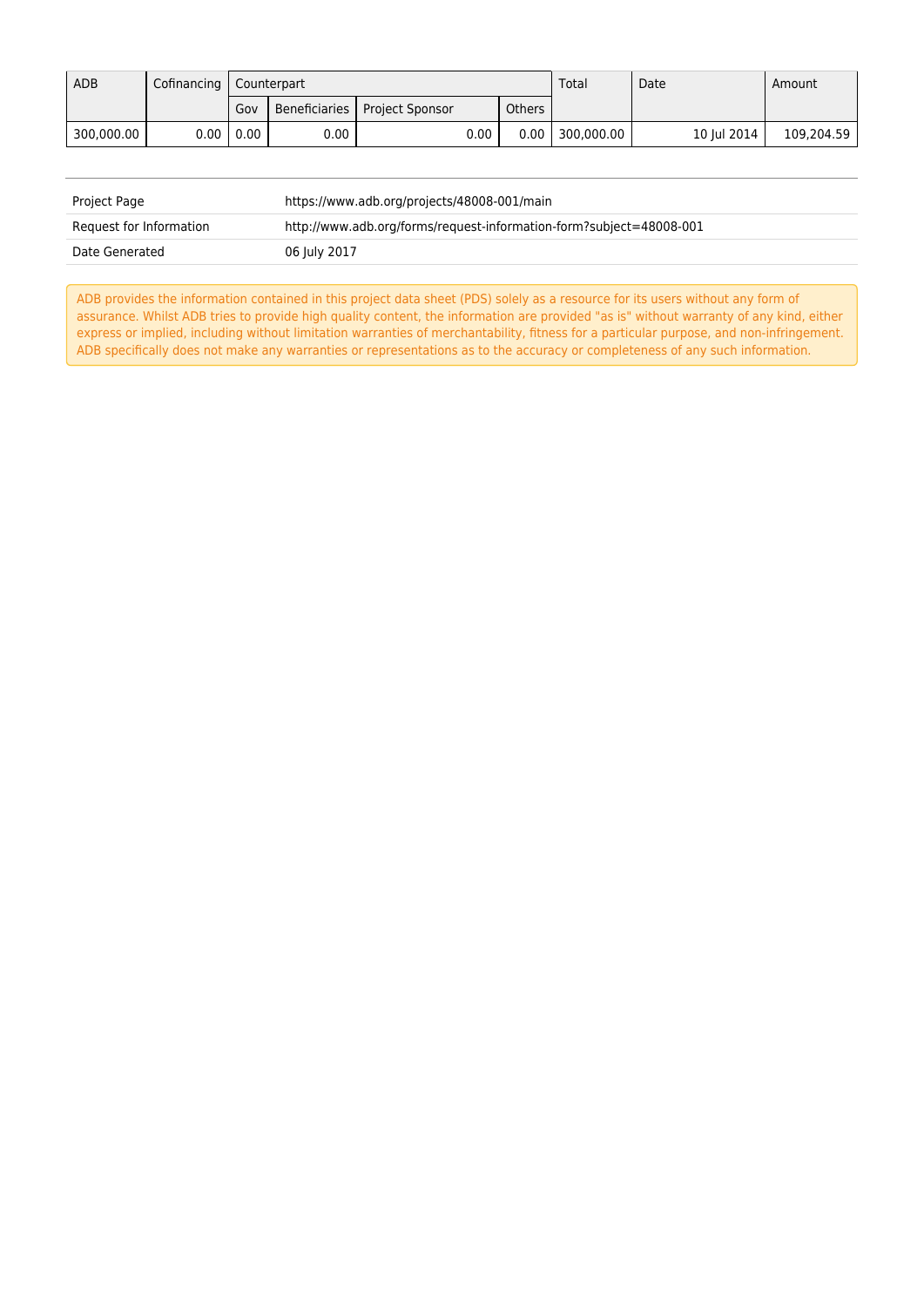| ADB | Cofinancing | Counterpart | | | | Total | Date | Amount |
|---|---|---|---|---|---|---|---|---|
| | | Gov | Beneficiaries | Project Sponsor | Others | | | |
| 300,000.00 | 0.00 | 0.00 | 0.00 | 0.00 | 0.00 | 300,000.00 | 10 Jul 2014 | 109,204.59 |

| | |
|---|---|
| Project Page | https://www.adb.org/projects/48008-001/main |
| Request for Information | http://www.adb.org/forms/request-information-form?subject=48008-001 |
| Date Generated | 06 July 2017 |

ADB provides the information contained in this project data sheet (PDS) solely as a resource for its users without any form of assurance. Whilst ADB tries to provide high quality content, the information are provided "as is" without warranty of any kind, either express or implied, including without limitation warranties of merchantability, fitness for a particular purpose, and non-infringement. ADB specifically does not make any warranties or representations as to the accuracy or completeness of any such information.